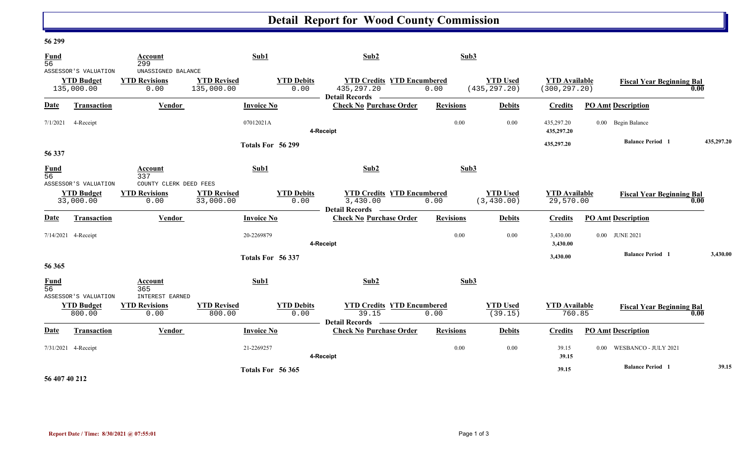# Detail Report for Wood County Commission

**56 299**

| Fund | Account | Sub1 | Sub2 | Sub3 |
|---|---|---|---|---|
| 56 | 299 | | | |
| ASSESSOR'S VALUATION | UNASSIGNED BALANCE | | | |

| YTD Budget | YTD Revisions | YTD Revised | YTD Debits | YTD Credits | YTD Encumbered | YTD Used | YTD Available | Fiscal Year Beginning Bal |
|---|---|---|---|---|---|---|---|---|
| 135,000.00 | 0.00 | 135,000.00 | 0.00 | 435,297.20 | 0.00 | (435,297.20) | (300,297.20) | 0.00 |

Detail Records

| Date | Transaction | Vendor | Invoice No | Check No | Purchase Order | Revisions | Debits | Credits | PO Amt | Description |
|---|---|---|---|---|---|---|---|---|---|---|
| 7/1/2021 | 4-Receipt | | 07012021A | | | 0.00 | 0.00 | 435,297.20 | 0.00 | Begin Balance |
| | | | | 4-Receipt | | | | 435,297.20 | | |
| | | | Totals For 56 299 | | | | | 435,297.20 | | Balance Period 1 435,297.20 |

**56 337**

| Fund | Account | Sub1 | Sub2 | Sub3 |
|---|---|---|---|---|
| 56 | 337 | | | |
| ASSESSOR'S VALUATION | COUNTY CLERK DEED FEES | | | |

| YTD Budget | YTD Revisions | YTD Revised | YTD Debits | YTD Credits | YTD Encumbered | YTD Used | YTD Available | Fiscal Year Beginning Bal |
|---|---|---|---|---|---|---|---|---|
| 33,000.00 | 0.00 | 33,000.00 | 0.00 | 3,430.00 | 0.00 | (3,430.00) | 29,570.00 | 0.00 |

Detail Records

| Date | Transaction | Vendor | Invoice No | Check No | Purchase Order | Revisions | Debits | Credits | PO Amt | Description |
|---|---|---|---|---|---|---|---|---|---|---|
| 7/14/2021 | 4-Receipt | | 20-2269879 | | | 0.00 | 0.00 | 3,430.00 | 0.00 | JUNE 2021 |
| | | | | 4-Receipt | | | | 3,430.00 | | |
| | | | Totals For 56 337 | | | | | 3,430.00 | | Balance Period 1 3,430.00 |

**56 365**

| Fund | Account | Sub1 | Sub2 | Sub3 |
|---|---|---|---|---|
| 56 | 365 | | | |
| ASSESSOR'S VALUATION | INTEREST EARNED | | | |

| YTD Budget | YTD Revisions | YTD Revised | YTD Debits | YTD Credits | YTD Encumbered | YTD Used | YTD Available | Fiscal Year Beginning Bal |
|---|---|---|---|---|---|---|---|---|
| 800.00 | 0.00 | 800.00 | 0.00 | 39.15 | 0.00 | (39.15) | 760.85 | 0.00 |

Detail Records

| Date | Transaction | Vendor | Invoice No | Check No | Purchase Order | Revisions | Debits | Credits | PO Amt | Description |
|---|---|---|---|---|---|---|---|---|---|---|
| 7/31/2021 | 4-Receipt | | 21-2269257 | | | 0.00 | 0.00 | 39.15 | 0.00 | WESBANCO - JULY 2021 |
| | | | | 4-Receipt | | | | 39.15 | | |
| | | | Totals For 56 365 | | | | | 39.15 | | Balance Period 1 39.15 |

**56 407 40 212**

Report Date / Time: 8/30/2021 @ 07:55:01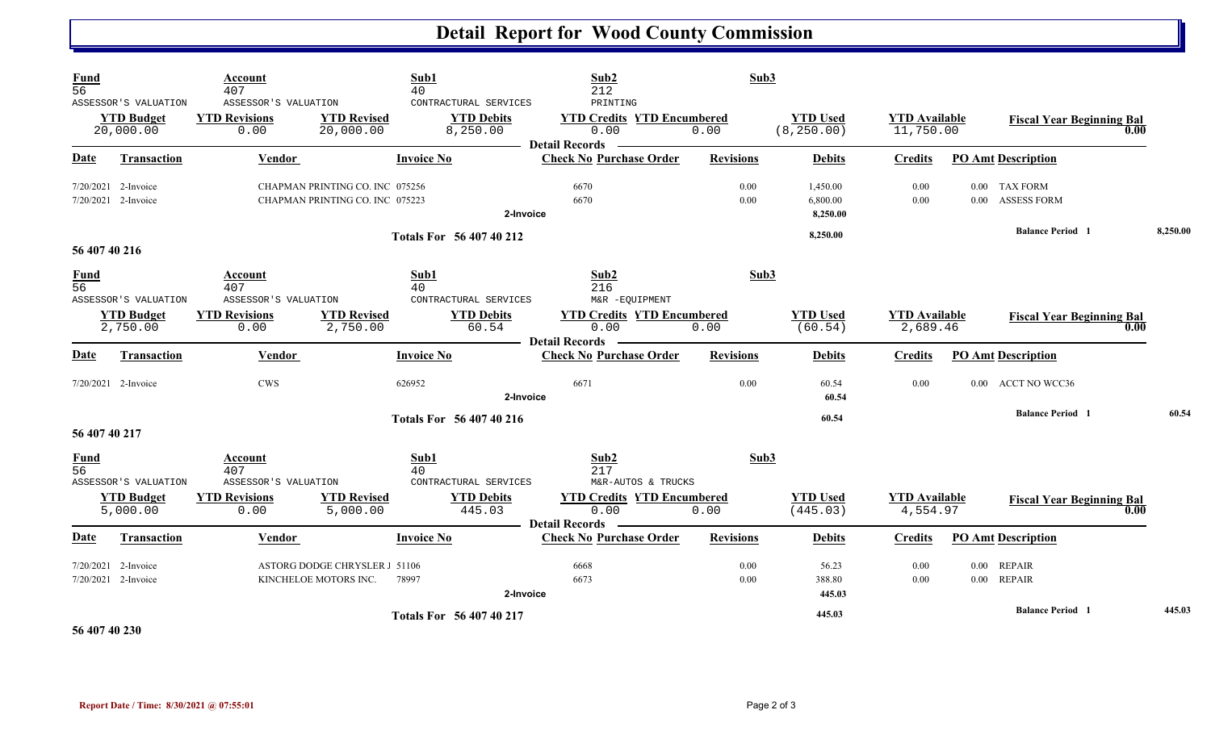# Detail Report for Wood County Commission

| Fund | Account | | Sub1 | Sub2 | | Sub3 | | | |
|---|---|---|---|---|---|---|---|---|---|
| 56 | 407 | | 40 | 212 | | | | | |
| ASSESSOR'S VALUATION | ASSESSOR'S VALUATION | | CONTRACTURAL SERVICES | PRINTING | | | | | |
| **YTD Budget** | **YTD Revisions** | **YTD Revised** | **YTD Debits** | **YTD Credits** | **YTD Encumbered** | **YTD Used** | **YTD Available** | **Fiscal Year Beginning Bal** | |
| 20,000.00 | 0.00 | 20,000.00 | 8,250.00 | 0.00 | 0.00 | (8,250.00) | 11,750.00 | 0.00 | |

**Detail Records**

| Date | Transaction | Vendor | Invoice No | Check No | Purchase Order | Revisions | Debits | Credits | PO Amt | Description |
|---|---|---|---|---|---|---|---|---|---|---|
| 7/20/2021 | 2-Invoice | CHAPMAN PRINTING CO. INC | 075256 | 6670 | | 0.00 | 1,450.00 | 0.00 | 0.00 | TAX FORM |
| 7/20/2021 | 2-Invoice | CHAPMAN PRINTING CO. INC | 075223 | 6670 | | 0.00 | 6,800.00 | 0.00 | 0.00 | ASSESS FORM |
| | | | 2-Invoice | | | | 8,250.00 | | | |
| | | | Totals For 56 407 40 212 | | | | 8,250.00 | | | Balance Period 1 8,250.00 |

**56 407 40 216**

| Fund | Account | | Sub1 | Sub2 | | Sub3 | | | |
|---|---|---|---|---|---|---|---|---|---|
| 56 | 407 | | 40 | 216 | | | | | |
| ASSESSOR'S VALUATION | ASSESSOR'S VALUATION | | CONTRACTURAL SERVICES | M&R -EQUIPMENT | | | | | |
| **YTD Budget** | **YTD Revisions** | **YTD Revised** | **YTD Debits** | **YTD Credits** | **YTD Encumbered** | **YTD Used** | **YTD Available** | **Fiscal Year Beginning Bal** | |
| 2,750.00 | 0.00 | 2,750.00 | 60.54 | 0.00 | 0.00 | (60.54) | 2,689.46 | 0.00 | |

**Detail Records**

| Date | Transaction | Vendor | Invoice No | Check No | Purchase Order | Revisions | Debits | Credits | PO Amt | Description |
|---|---|---|---|---|---|---|---|---|---|---|
| 7/20/2021 | 2-Invoice | CWS | 626952 | 6671 | | 0.00 | 60.54 | 0.00 | 0.00 | ACCT NO WCC36 |
| | | | 2-Invoice | | | | 60.54 | | | |
| | | | Totals For 56 407 40 216 | | | | 60.54 | | | Balance Period 1 60.54 |

**56 407 40 217**

| Fund | Account | | Sub1 | Sub2 | | Sub3 | | | |
|---|---|---|---|---|---|---|---|---|---|
| 56 | 407 | | 40 | 217 | | | | | |
| ASSESSOR'S VALUATION | ASSESSOR'S VALUATION | | CONTRACTURAL SERVICES | M&R-AUTOS & TRUCKS | | | | | |
| **YTD Budget** | **YTD Revisions** | **YTD Revised** | **YTD Debits** | **YTD Credits** | **YTD Encumbered** | **YTD Used** | **YTD Available** | **Fiscal Year Beginning Bal** | |
| 5,000.00 | 0.00 | 5,000.00 | 445.03 | 0.00 | 0.00 | (445.03) | 4,554.97 | 0.00 | |

**Detail Records**

| Date | Transaction | Vendor | Invoice No | Check No | Purchase Order | Revisions | Debits | Credits | PO Amt | Description |
|---|---|---|---|---|---|---|---|---|---|---|
| 7/20/2021 | 2-Invoice | ASTORG DODGE CHRYSLER J | 51106 | 6668 | | 0.00 | 56.23 | 0.00 | 0.00 | REPAIR |
| 7/20/2021 | 2-Invoice | KINCHELOE MOTORS INC. | 78997 | 6673 | | 0.00 | 388.80 | 0.00 | 0.00 | REPAIR |
| | | | 2-Invoice | | | | 445.03 | | | |
| | | | Totals For 56 407 40 217 | | | | 445.03 | | | Balance Period 1 445.03 |

**56 407 40 230**

Report Date / Time: 8/30/2021 @ 07:55:01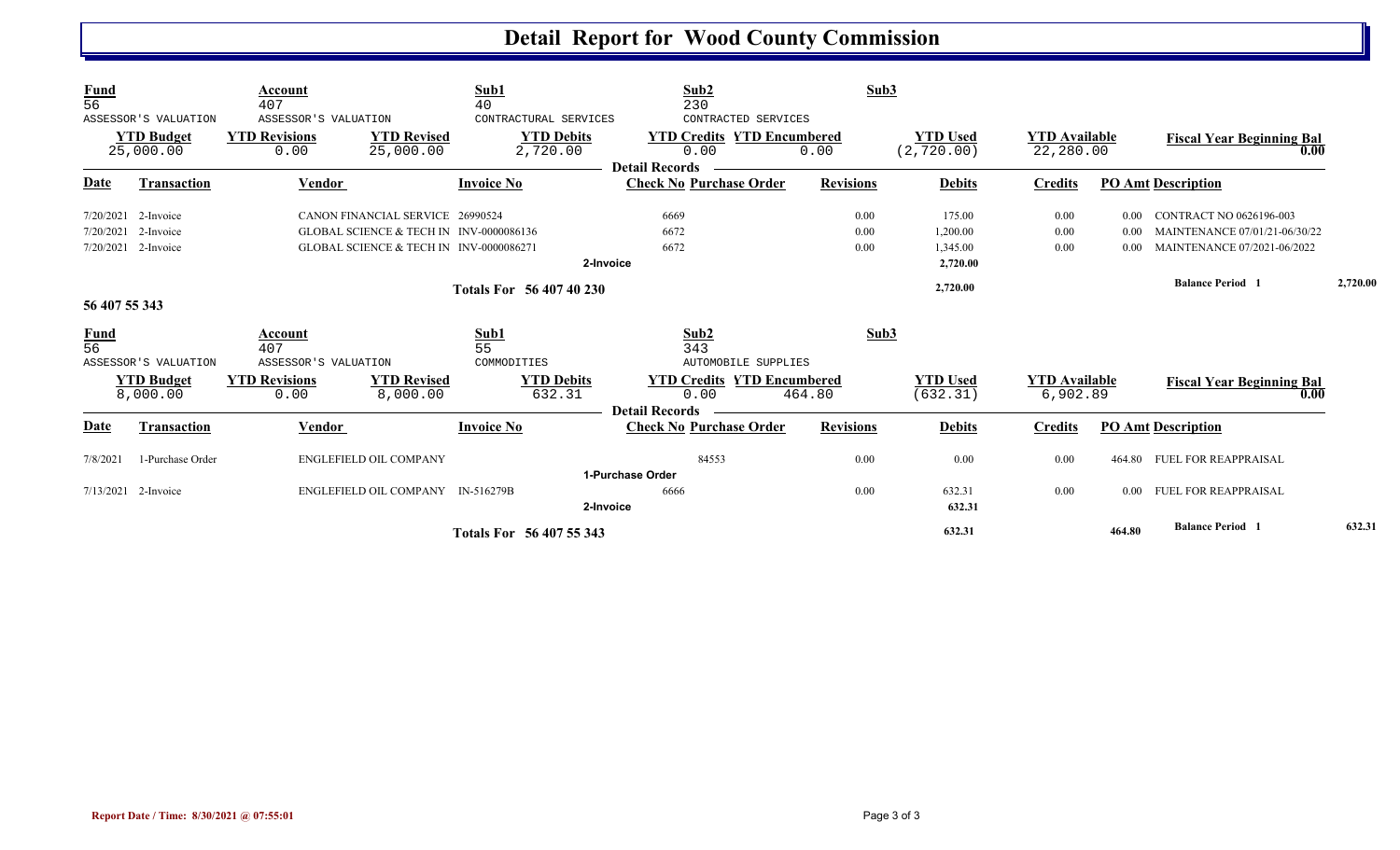# Detail Report for Wood County Commission

| Fund | Account | Sub1 | Sub2 | Sub3 |
|---|---|---|---|---|
| 56 | 407 | 40 | 230 | |
| ASSESSOR'S VALUATION | ASSESSOR'S VALUATION | CONTRACTURAL SERVICES | CONTRACTED SERVICES | |

| YTD Budget | YTD Revisions | YTD Revised | YTD Debits | YTD Credits | YTD Encumbered | YTD Used | YTD Available | Fiscal Year Beginning Bal |
|---|---|---|---|---|---|---|---|---|
| 25,000.00 | 0.00 | 25,000.00 | 2,720.00 | 0.00 | 0.00 | (2,720.00) | 22,280.00 | 0.00 |

Detail Records

| Date | Transaction | Vendor | Invoice No | Check No | Purchase Order | Revisions | Debits | Credits | PO Amt | Description |
|---|---|---|---|---|---|---|---|---|---|---|
| 7/20/2021 | 2-Invoice | CANON FINANCIAL SERVICE | 26990524 | 6669 | | 0.00 | 175.00 | 0.00 | 0.00 | CONTRACT NO 0626196-003 |
| 7/20/2021 | 2-Invoice | GLOBAL SCIENCE & TECH IN | INV-0000086136 | 6672 | | 0.00 | 1,200.00 | 0.00 | 0.00 | MAINTENANCE 07/01/21-06/30/22 |
| 7/20/2021 | 2-Invoice | GLOBAL SCIENCE & TECH IN | INV-0000086271 | 6672 | | 0.00 | 1,345.00 | 0.00 | 0.00 | MAINTENANCE 07/2021-06/2022 |
| | | | 2-Invoice | | | | 2,720.00 | | | |
| | | | Totals For 56 407 40 230 | | | | 2,720.00 | | | Balance Period 1 2,720.00 |

**56 407 55 343**

| Fund | Account | Sub1 | Sub2 | Sub3 |
|---|---|---|---|---|
| 56 | 407 | 55 | 343 | |
| ASSESSOR'S VALUATION | ASSESSOR'S VALUATION | COMMODITIES | AUTOMOBILE SUPPLIES | |

| YTD Budget | YTD Revisions | YTD Revised | YTD Debits | YTD Credits | YTD Encumbered | YTD Used | YTD Available | Fiscal Year Beginning Bal |
|---|---|---|---|---|---|---|---|---|
| 8,000.00 | 0.00 | 8,000.00 | 632.31 | 0.00 | 464.80 | (632.31) | 6,902.89 | 0.00 |

Detail Records

| Date | Transaction | Vendor | Invoice No | Check No | Purchase Order | Revisions | Debits | Credits | PO Amt | Description |
|---|---|---|---|---|---|---|---|---|---|---|
| 7/8/2021 | 1-Purchase Order | ENGLEFIELD OIL COMPANY | | | 84553 | 0.00 | 0.00 | 0.00 | 464.80 | FUEL FOR REAPPRAISAL |
| | | | 1-Purchase Order | | | | | | | |
| 7/13/2021 | 2-Invoice | ENGLEFIELD OIL COMPANY | IN-516279B | 6666 | | 0.00 | 632.31 | 0.00 | 0.00 | FUEL FOR REAPPRAISAL |
| | | | 2-Invoice | | | | 632.31 | | | |
| | | | Totals For 56 407 55 343 | | | | 632.31 | | 464.80 | Balance Period 1 632.31 |

Report Date / Time: 8/30/2021 @ 07:55:01